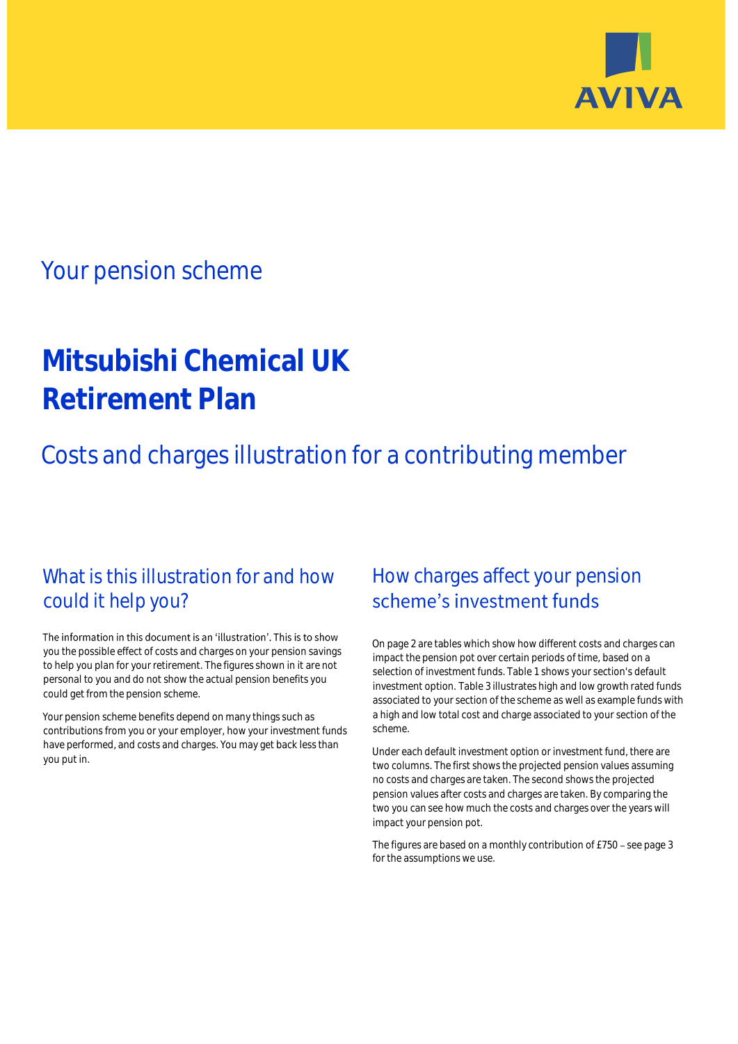AVIVA

## Your pension scheme

# Mitsubishi Chemical UK Retirement Plan

## Costs and charges illustration for a contributing member

## What is this illustration for and how could it help you?

The information in this document is an 'illustration'. This is to show you the possible effect of costs and charges on your pension savings to help you plan for your retirement. The figures shown in it are not personal to you and do not show the actual pension benefits you could get from the pension scheme.

Your pension scheme benefits depend on many things such as contributions from you or your employer, how your investment funds have performed, and costs and charges. You may get back less than you put in.

## How charges affect your pension scheme's investment funds

On page 2 are tables which show how different costs and charges can impact the pension pot over certain periods of time, based on a selection of investment funds. Table 1 shows your section's default investment option. Table 3 illustrates high and low growth rated funds associated to your section of the scheme as well as example funds with a high and low total cost and charge associated to your section of the scheme.

Under each default investment option or investment fund, there are two columns. The first shows the projected pension values assuming no costs and charges are taken. The second shows the projected pension values after costs and charges are taken. By comparing the two you can see how much the costs and charges over the years will impact your pension pot.

The figures are based on a monthly contribution of £750 – see page 3 for the assumptions we use.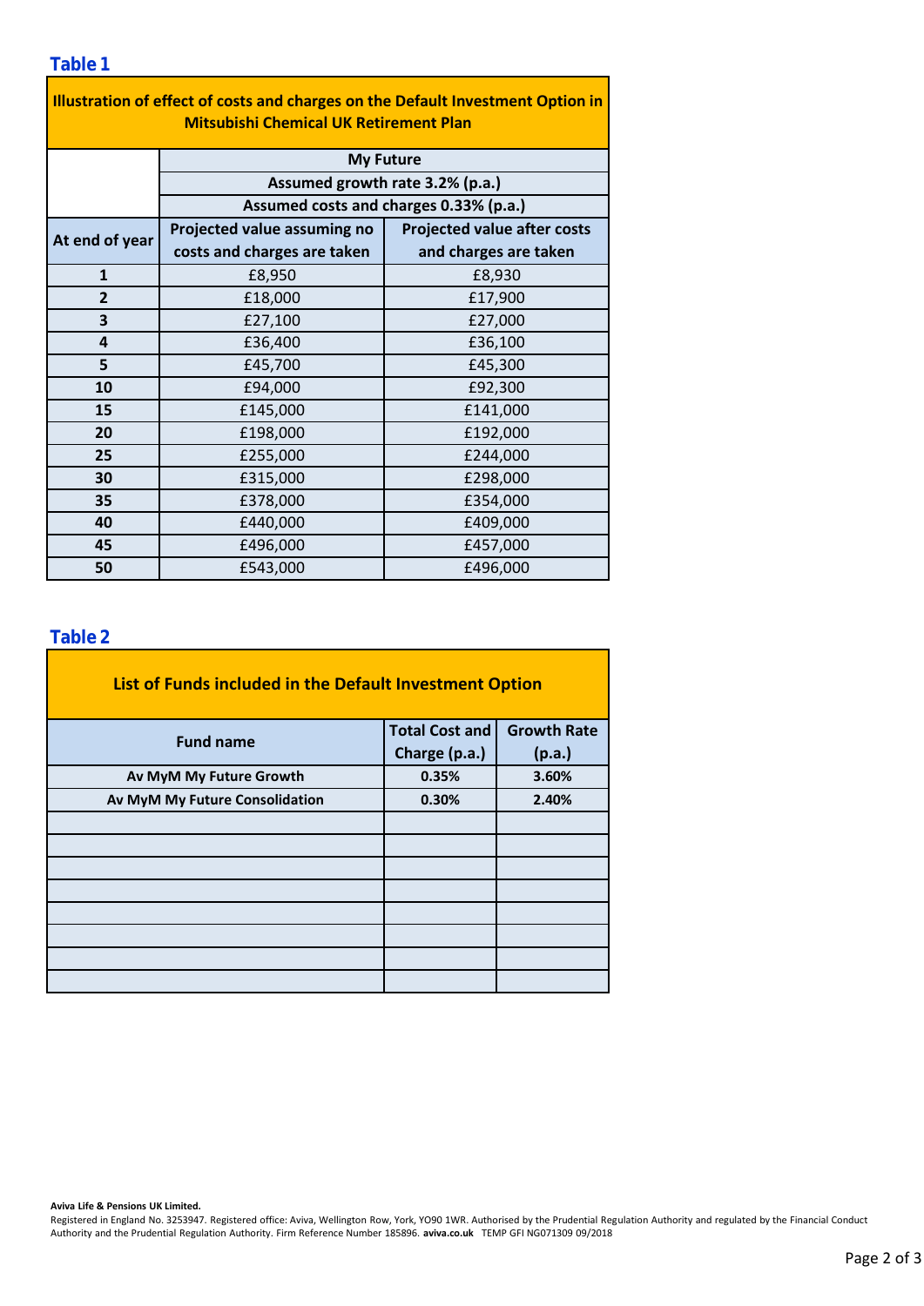## Table 1

| Illustration of effect of costs and charges on the Default Investment Option in Mitsubishi Chemical UK Retirement Plan | | |
|---|---|---|
| | My Future | |
| | Assumed growth rate 3.2% (p.a.) | |
| | Assumed costs and charges 0.33% (p.a.) | |
| At end of year | Projected value assuming no costs and charges are taken | Projected value after costs and charges are taken |
| 1 | £8,950 | £8,930 |
| 2 | £18,000 | £17,900 |
| 3 | £27,100 | £27,000 |
| 4 | £36,400 | £36,100 |
| 5 | £45,700 | £45,300 |
| 10 | £94,000 | £92,300 |
| 15 | £145,000 | £141,000 |
| 20 | £198,000 | £192,000 |
| 25 | £255,000 | £244,000 |
| 30 | £315,000 | £298,000 |
| 35 | £378,000 | £354,000 |
| 40 | £440,000 | £409,000 |
| 45 | £496,000 | £457,000 |
| 50 | £543,000 | £496,000 |

## Table 2

| List of Funds included in the Default Investment Option | | |
|---|---|---|
| Fund name | Total Cost and Charge (p.a.) | Growth Rate (p.a.) |
| **Av MyM My Future Growth** | **0.35%** | **3.60%** |
| **Av MyM My Future Consolidation** | **0.30%** | **2.40%** |
| | | |
| | | |
| | | |
| | | |
| | | |
| | | |
| | | |
| | | |

**Aviva Life & Pensions UK Limited.**
Registered in England No. 3253947. Registered office: Aviva, Wellington Row, York, YO90 1WR. Authorised by the Prudential Regulation Authority and regulated by the Financial Conduct Authority and the Prudential Regulation Authority. Firm Reference Number 185896. **aviva.co.uk** TEMP GFI NG071309 09/2018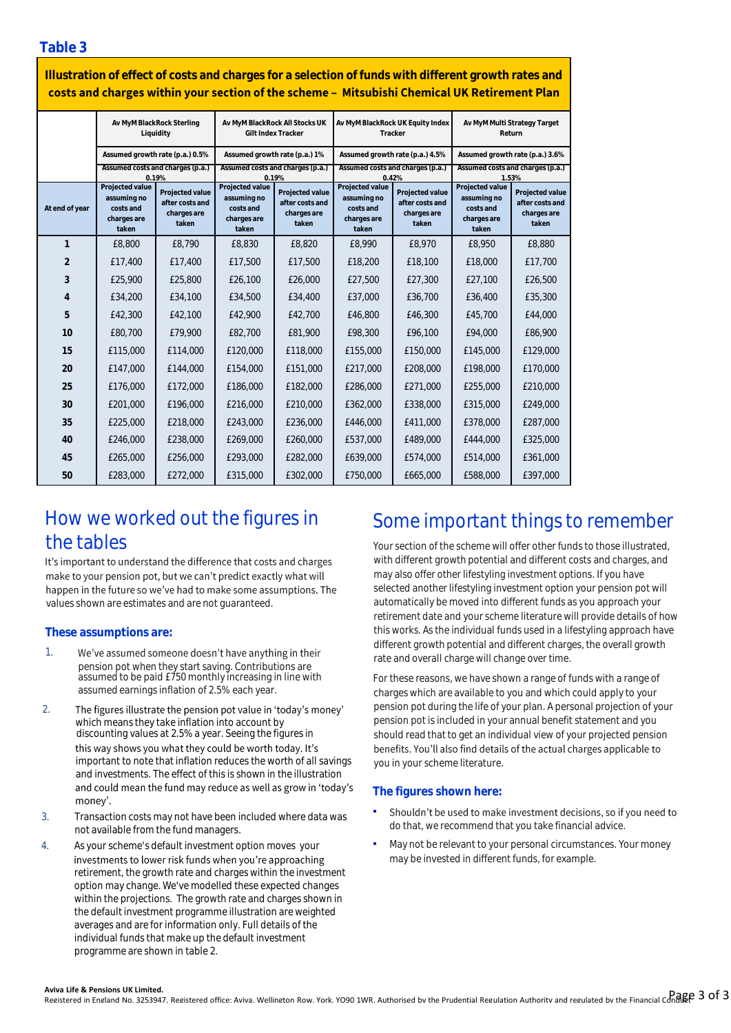## Table 3

| Illustration of effect of costs and charges for a selection of funds with different growth rates and costs and charges within your section of the scheme – Mitsubishi Chemical UK Retirement Plan | | | | | | | | |
|---|---|---|---|---|---|---|---|---|
| | Av MyM BlackRock Sterling Liquidity | | Av MyM BlackRock All Stocks UK Gilt Index Tracker | | Av MyM BlackRock UK Equity Index Tracker | | Av MyM Multi Strategy Target Return | |
| | Assumed growth rate (p.a.) 0.5% | | Assumed growth rate (p.a.) 1% | | Assumed growth rate (p.a.) 4.5% | | Assumed growth rate (p.a.) 3.6% | |
| | Assumed costs and charges (p.a.) 0.19% | | Assumed costs and charges (p.a.) 0.19% | | Assumed costs and charges (p.a.) 0.42% | | Assumed costs and charges (p.a.) 1.53% | |
| At end of year | Projected value assuming no costs and charges are taken | Projected value after costs and charges are taken | Projected value assuming no costs and charges are taken | Projected value after costs and charges are taken | Projected value assuming no costs and charges are taken | Projected value after costs and charges are taken | Projected value assuming no costs and charges are taken | Projected value after costs and charges are taken |
| 1 | £8,800 | £8,790 | £8,830 | £8,820 | £8,990 | £8,970 | £8,950 | £8,880 |
| 2 | £17,400 | £17,400 | £17,500 | £17,500 | £18,200 | £18,100 | £18,000 | £17,700 |
| 3 | £25,900 | £25,800 | £26,100 | £26,000 | £27,500 | £27,300 | £27,100 | £26,500 |
| 4 | £34,200 | £34,100 | £34,500 | £34,400 | £37,000 | £36,700 | £36,400 | £35,300 |
| 5 | £42,300 | £42,100 | £42,900 | £42,700 | £46,800 | £46,300 | £45,700 | £44,000 |
| 10 | £80,700 | £79,900 | £82,700 | £81,900 | £98,300 | £96,100 | £94,000 | £86,900 |
| 15 | £115,000 | £114,000 | £120,000 | £118,000 | £155,000 | £150,000 | £145,000 | £129,000 |
| 20 | £147,000 | £144,000 | £154,000 | £151,000 | £217,000 | £208,000 | £198,000 | £170,000 |
| 25 | £176,000 | £172,000 | £186,000 | £182,000 | £286,000 | £271,000 | £255,000 | £210,000 |
| 30 | £201,000 | £196,000 | £216,000 | £210,000 | £362,000 | £338,000 | £315,000 | £249,000 |
| 35 | £225,000 | £218,000 | £243,000 | £236,000 | £446,000 | £411,000 | £378,000 | £287,000 |
| 40 | £246,000 | £238,000 | £269,000 | £260,000 | £537,000 | £489,000 | £444,000 | £325,000 |
| 45 | £265,000 | £256,000 | £293,000 | £282,000 | £639,000 | £574,000 | £514,000 | £361,000 |
| 50 | £283,000 | £272,000 | £315,000 | £302,000 | £750,000 | £665,000 | £588,000 | £397,000 |

# How we worked out the figures in the tables

It's important to understand the difference that costs and charges make to your pension pot, but we can't predict exactly what will happen in the future so we've had to make some assumptions. The values shown are estimates and are not guaranteed.

### These assumptions are:

1. We've assumed someone doesn't have anything in their pension pot when they start saving. Contributions are assumed to be paid £750 monthly increasing in line with assumed earnings inflation of 2.5% each year.
2. The figures illustrate the pension pot value in 'today's money' which means they take inflation into account by discounting values at 2.5% a year. Seeing the figures in this way shows you what they could be worth today. It's important to note that inflation reduces the worth of all savings and investments. The effect of this is shown in the illustration and could mean the fund may reduce as well as grow in 'today's money'.
3. Transaction costs may not have been included where data was not available from the fund managers.
4. As your scheme's default investment option moves your investments to lower risk funds when you're approaching retirement, the growth rate and charges within the investment option may change. We've modelled these expected changes within the projections. The growth rate and charges shown in the default investment programme illustration are weighted averages and are for information only. Full details of the individual funds that make up the default investment programme are shown in table 2.

# Some important things to remember

Your section of the scheme will offer other funds to those illustrated, with different growth potential and different costs and charges, and may also offer other lifestyling investment options. If you have selected another lifestyling investment option your pension pot will automatically be moved into different funds as you approach your retirement date and your scheme literature will provide details of how this works. As the individual funds used in a lifestyling approach have different growth potential and different charges, the overall growth rate and overall charge will change over time.

For these reasons, we have shown a range of funds with a range of charges which are available to you and which could apply to your pension pot during the life of your plan. A personal projection of your pension pot is included in your annual benefit statement and you should read that to get an individual view of your projected pension benefits. You'll also find details of the actual charges applicable to you in your scheme literature.

### The figures shown here:

- Shouldn't be used to make investment decisions, so if you need to do that, we recommend that you take financial advice.
- May not be relevant to your personal circumstances. Your money may be invested in different funds, for example.

**Aviva Life & Pensions UK Limited.**
Registered in England No. 3253947. Registered office: Aviva, Wellington Row, York, YO90 1WR. Authorised by the Prudential Regulation Authority and regulated by the Financial Conduct